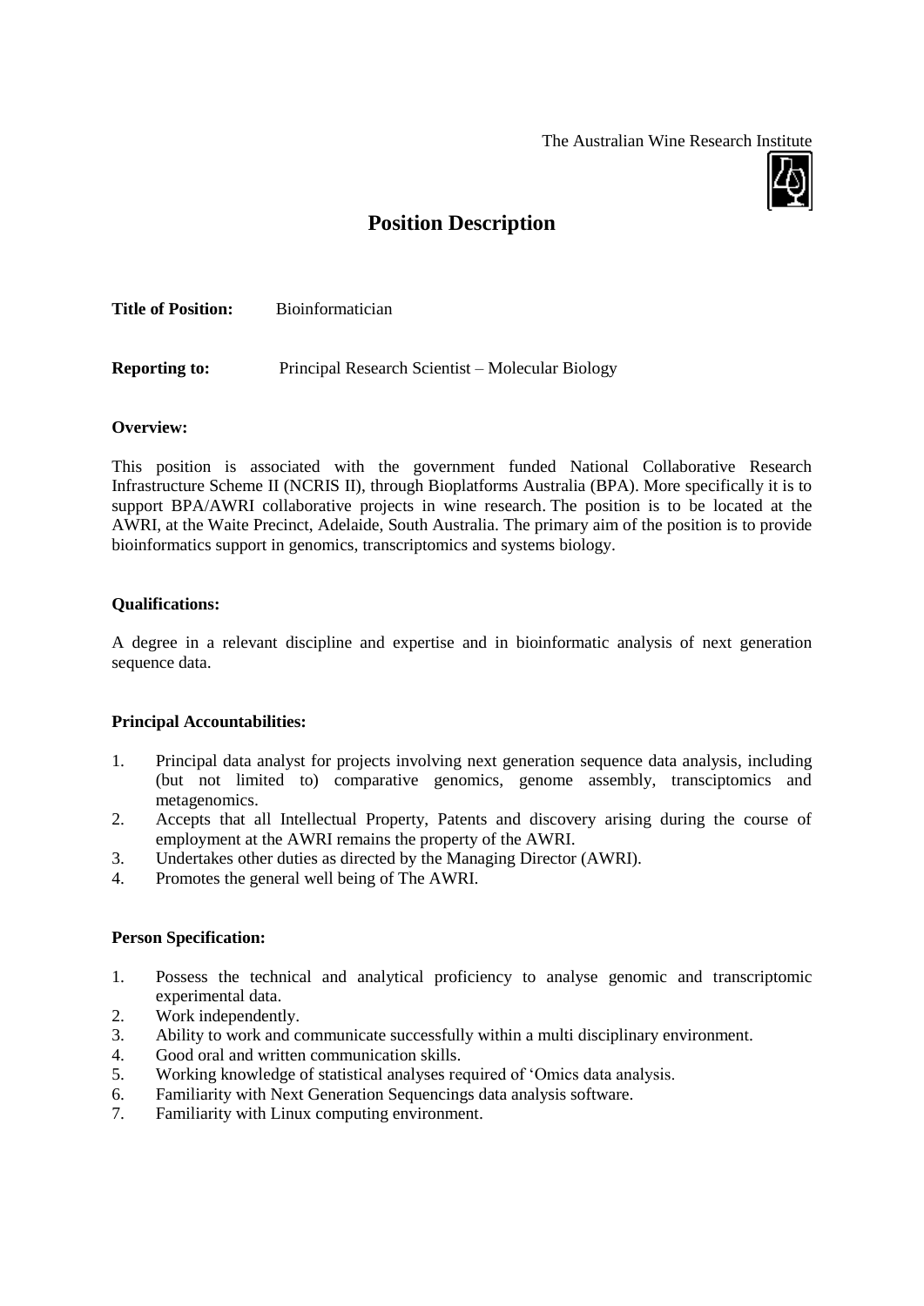The Australian Wine Research Institute

# Position Description

**Title of Position:** Bioinformatician

**Reporting to:** Principal Research Scientist – Molecular Biology

**Overview:**

This position is associated with the government funded National Collaborative Research Infrastructure Scheme II (NCRIS II), through Bioplatforms Australia (BPA). More specifically it is to support BPA/AWRI collaborative projects in wine research. The position is to be located at the AWRI, at the Waite Precinct, Adelaide, South Australia. The primary aim of the position is to provide bioinformatics support in genomics, transcriptomics and systems biology.

**Qualifications:**

A degree in a relevant discipline and expertise and in bioinformatic analysis of next generation sequence data.

**Principal Accountabilities:**

1. Principal data analyst for projects involving next generation sequence data analysis, including (but not limited to) comparative genomics, genome assembly, transciptomics and metagenomics.
2. Accepts that all Intellectual Property, Patents and discovery arising during the course of employment at the AWRI remains the property of the AWRI.
3. Undertakes other duties as directed by the Managing Director (AWRI).
4. Promotes the general well being of The AWRI.

**Person Specification:**

1. Possess the technical and analytical proficiency to analyse genomic and transcriptomic experimental data.
2. Work independently.
3. Ability to work and communicate successfully within a multi disciplinary environment.
4. Good oral and written communication skills.
5. Working knowledge of statistical analyses required of 'Omics data analysis.
6. Familiarity with Next Generation Sequencings data analysis software.
7. Familiarity with Linux computing environment.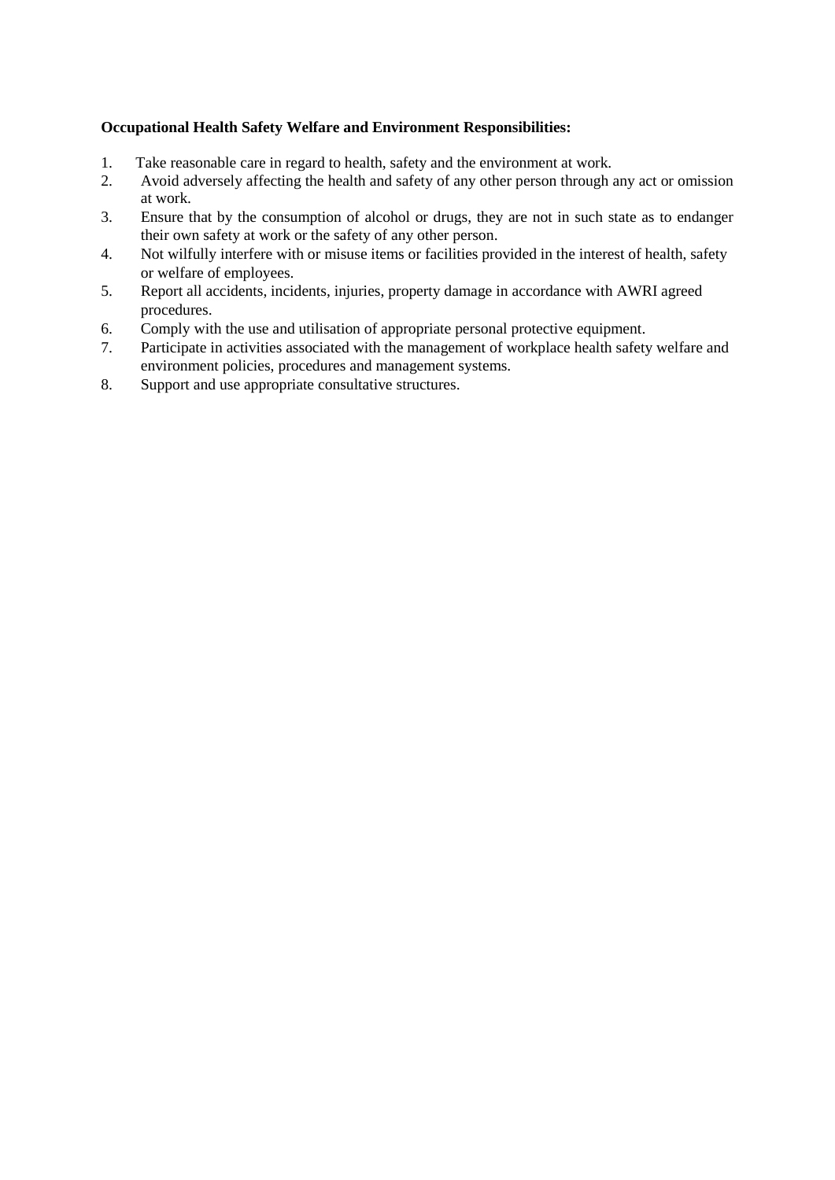**Occupational Health Safety Welfare and Environment Responsibilities:**

1. Take reasonable care in regard to health, safety and the environment at work.
2. Avoid adversely affecting the health and safety of any other person through any act or omission at work.
3. Ensure that by the consumption of alcohol or drugs, they are not in such state as to endanger their own safety at work or the safety of any other person.
4. Not wilfully interfere with or misuse items or facilities provided in the interest of health, safety or welfare of employees.
5. Report all accidents, incidents, injuries, property damage in accordance with AWRI agreed procedures.
6. Comply with the use and utilisation of appropriate personal protective equipment.
7. Participate in activities associated with the management of workplace health safety welfare and environment policies, procedures and management systems.
8. Support and use appropriate consultative structures.